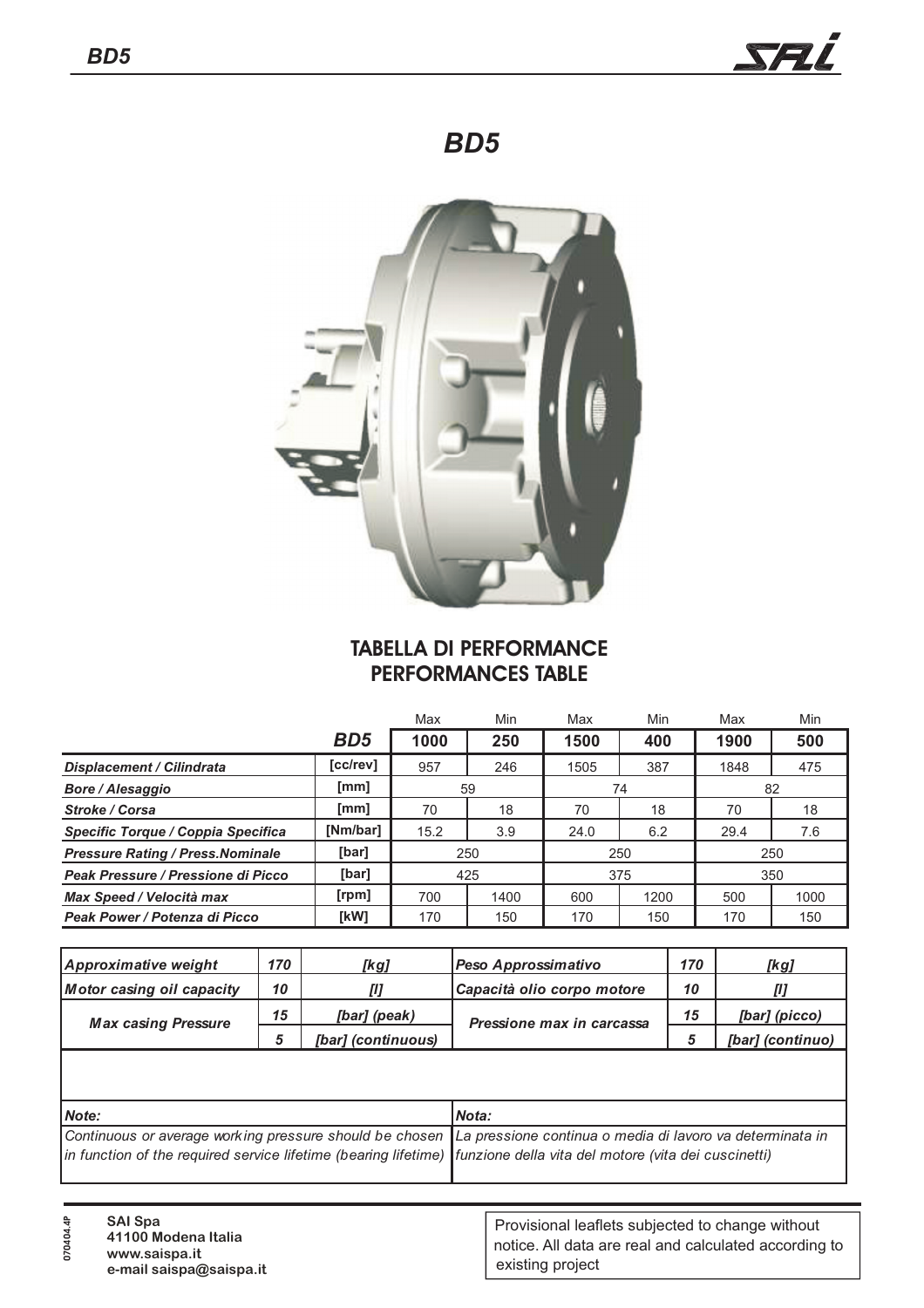# BD5

## TABELLA DI PERFORMANCE
## PERFORMANCES TABLE

| | | Max | Min | Max | Min | Max | Min |
|---|---|---|---|---|---|---|---|
| | ***BD5*** | **1000** | **250** | **1500** | **400** | **1900** | **500** |
| ***Displacement / Cilindrata*** | [cc/rev] | 957 | 246 | 1505 | 387 | 1848 | 475 |
| ***Bore / Alesaggio*** | [mm] | 59 | | 74 | | 82 | |
| ***Stroke / Corsa*** | [mm] | 70 | 18 | 70 | 18 | 70 | 18 |
| ***Specific Torque / Coppia Specifica*** | [Nm/bar] | 15.2 | 3.9 | 24.0 | 6.2 | 29.4 | 7.6 |
| ***Pressure Rating / Press.Nominale*** | [bar] | 250 | | 250 | | 250 | |
| ***Peak Pressure / Pressione di Picco*** | [bar] | 425 | | 375 | | 350 | |
| ***Max Speed / Velocità max*** | [rpm] | 700 | 1400 | 600 | 1200 | 500 | 1000 |
| ***Peak Power / Potenza di Picco*** | [kW] | 170 | 150 | 170 | 150 | 170 | 150 |

| | | | | | |
|---|---|---|---|---|---|
| ***Approximative weight*** | ***170*** | ***[kg]*** | ***Peso Approssimativo*** | ***170*** | ***[kg]*** |
| ***Motor casing oil capacity*** | ***10*** | ***[l]*** | ***Capacità olio corpo motore*** | ***10*** | ***[l]*** |
| ***Max casing Pressure*** | ***15*** | ***[bar] (peak)*** | ***Pressione max in carcassa*** | ***15*** | ***[bar] (picco)*** |
| | ***5*** | ***[bar] (continuous)*** | | ***5*** | ***[bar] (continuo)*** |

***Note:***
*Continuous or average working pressure should be chosen in function of the required service lifetime (bearing lifetime)*

***Nota:***
*La pressione continua o media di lavoro va determinata in funzione della vita del motore (vita dei cuscinetti)*

070404.4P

**SAI Spa**
**41100 Modena Italia**
**www.saispa.it**
**e-mail saispa@saispa.it**

Provisional leaflets subjected to change without notice. All data are real and calculated according to existing project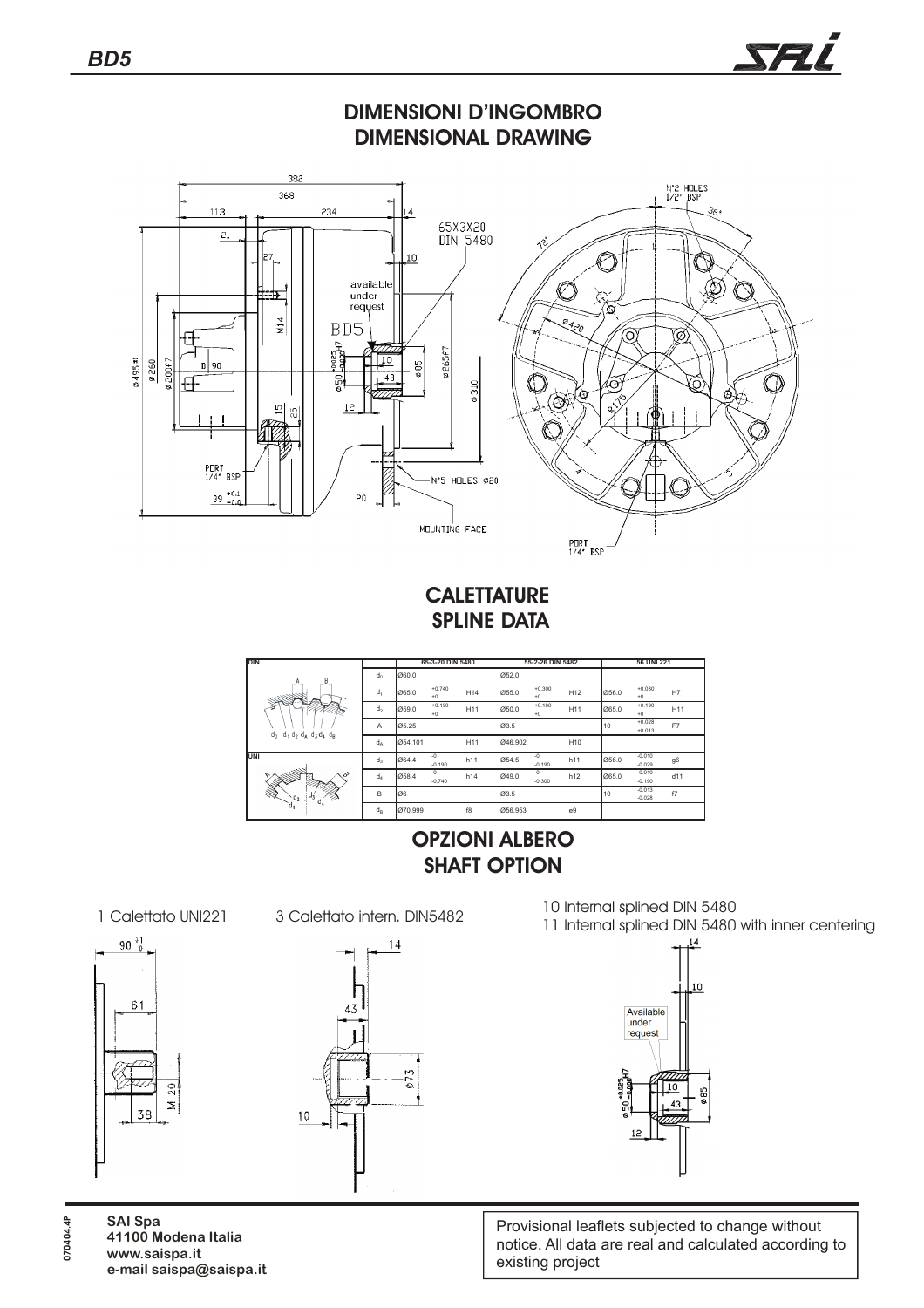# DIMENSIONI D'INGOMBRO
# DIMENSIONAL DRAWING

# CALETTATURE
# SPLINE DATA

| DIN | | 65-3-20 DIN 5480 | | | 55-2-26 DIN 5482 | | | 56 UNI 221 | | |
|---|---|---|---|---|---|---|---|---|---|---|
| | $d_0$ | Ø60.0 | | | Ø52.0 | | | | | |
| | $d_1$ | Ø65.0 | +0.740 / +0 | H14 | Ø55.0 | +0.300 / +0 | H12 | Ø56.0 | +0.030 / +0 | H7 |
| | $d_2$ | Ø59.0 | +0.190 / +0 | H11 | Ø50.0 | +0.160 / +0 | H11 | Ø65.0 | +0.190 / +0 | H11 |
| | A | Ø5.25 | | | Ø3.5 | | | 10 | +0.028 / +0.013 | F7 |
| | $d_A$ | Ø54.101 | | H11 | Ø46.902 | | H10 | | | |
| UNI | $d_3$ | Ø64.4 | -0 / -0.190 | h11 | Ø54.5 | -0 / -0.190 | h11 | Ø56.0 | -0.010 / -0.029 | g6 |
| | $d_4$ | Ø58.4 | -0 / -0.740 | h14 | Ø49.0 | -0 / -0.300 | h12 | Ø65.0 | -0.010 / -0.190 | d11 |
| | B | Ø6 | | | Ø3.5 | | | 10 | -0.013 / -0.028 | f7 |
| | $d_B$ | Ø70.999 | | f8 | Ø56.953 | | e9 | | | |

# OPZIONI ALBERO
# SHAFT OPTION

1 Calettato UNI221

3 Calettato intern. DIN5482

10 Internal splined DIN 5480

11 Internal splined DIN 5480 with inner centering

Provisional leaflets subjected to change without notice. All data are real and calculated according to existing project

**SAI Spa**
**41100 Modena Italia**
**www.saispa.it**
**e-mail saispa@saispa.it**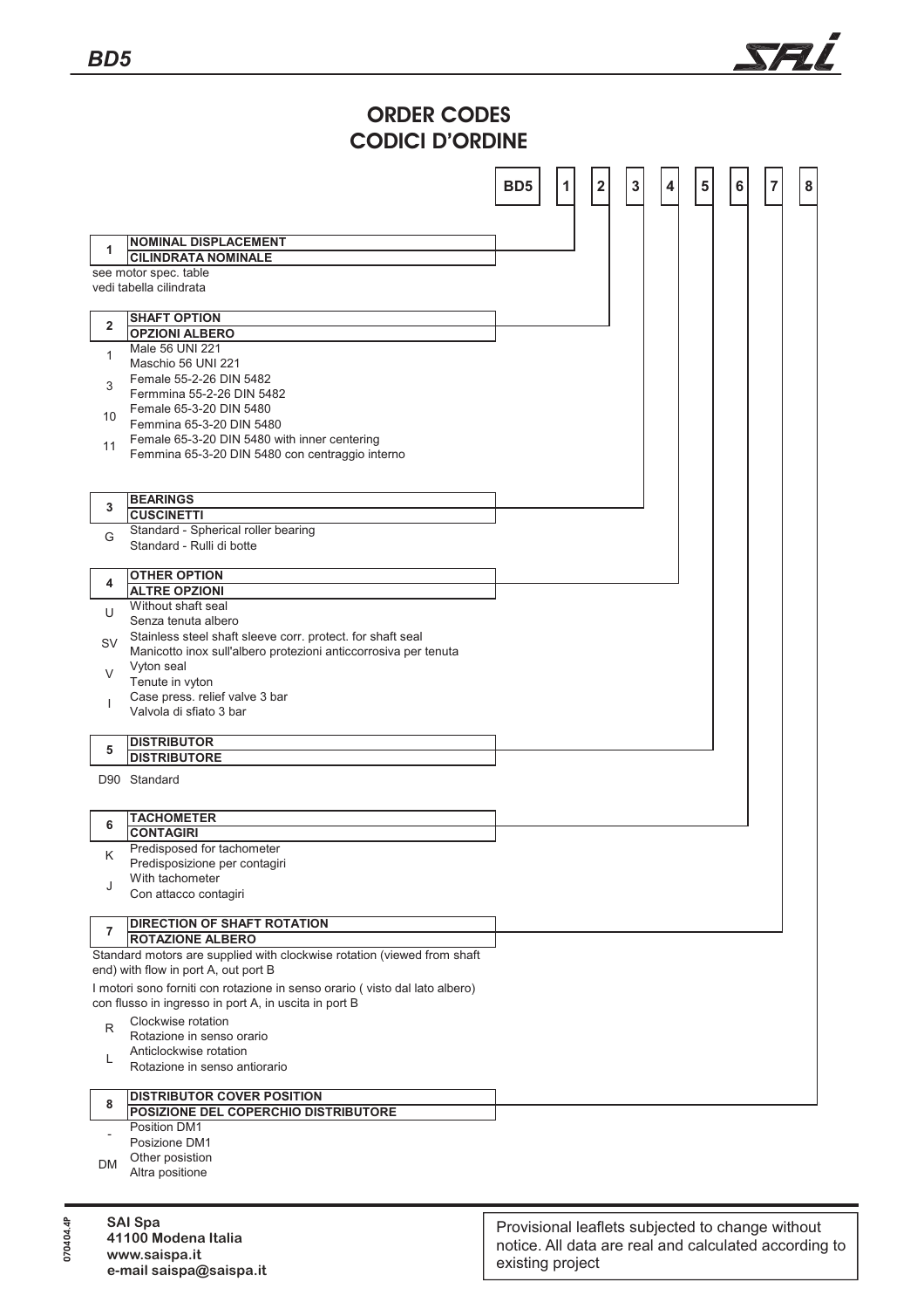# ORDER CODES
# CODICI D'ORDINE

| BD5 | 1 | 2 | 3 | 4 | 5 | 6 | 7 | 8 |
|---|---|---|---|---|---|---|---|---|

**1 NOMINAL DISPLACEMENT**
**CILINDRATA NOMINALE**

see motor spec. table
vedi tabella cilindrata

**2 SHAFT OPTION**
**OPZIONI ALBERO**

| | |
|---|---|
| 1 | Male 56 UNI 221<br>Maschio 56 UNI 221 |
| 3 | Female 55-2-26 DIN 5482<br>Fermmina 55-2-26 DIN 5482 |
| 10 | Female 65-3-20 DIN 5480<br>Femmina 65-3-20 DIN 5480 |
| 11 | Female 65-3-20 DIN 5480 with inner centering<br>Femmina 65-3-20 DIN 5480 con centraggio interno |

**3 BEARINGS**
**CUSCINETTI**

| | |
|---|---|
| G | Standard - Spherical roller bearing<br>Standard - Rulli di botte |

**4 OTHER OPTION**
**ALTRE OPZIONI**

| | |
|---|---|
| U | Without shaft seal<br>Senza tenuta albero |
| SV | Stainless steel shaft sleeve corr. protect. for shaft seal<br>Manicotto inox sull'albero protezioni anticcorrosiva per tenuta |
| V | Vyton seal<br>Tenute in vyton |
| I | Case press. relief valve 3 bar<br>Valvola di sfiato 3 bar |

**5 DISTRIBUTOR**
**DISTRIBUTORE**

| | |
|---|---|
| D90 | Standard |

**6 TACHOMETER**
**CONTAGIRI**

| | |
|---|---|
| K | Predisposed for tachometer<br>Predisposizione per contagiri |
| J | With tachometer<br>Con attacco contagiri |

**7 DIRECTION OF SHAFT ROTATION**
**ROTAZIONE ALBERO**

Standard motors are supplied with clockwise rotation (viewed from shaft end) with flow in port A, out port B

I motori sono forniti con rotazione in senso orario ( visto dal lato albero) con flusso in ingresso in port A, in uscita in port B

| | |
|---|---|
| R | Clockwise rotation<br>Rotazione in senso orario |
| L | Anticlockwise rotation<br>Rotazione in senso antiorario |

**8 DISTRIBUTOR COVER POSITION**
**POSIZIONE DEL COPERCHIO DISTRIBUTORE**

| | |
|---|---|
| - | Position DM1<br>Posizione DM1 |
| DM | Other posistion<br>Altra positione |

070404.4P

**SAI Spa**
**41100 Modena Italia**
**www.saispa.it**
**e-mail saispa@saispa.it**

Provisional leaflets subjected to change without notice. All data are real and calculated according to existing project